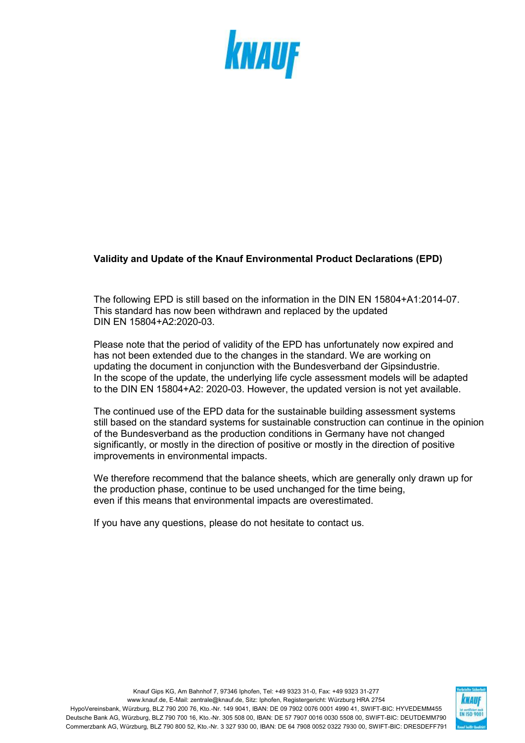**Validity and Update of the Knauf Environmental Product Declarations (EPD)**

The following EPD is still based on the information in the DIN EN 15804+A1:2014-07. This standard has now been withdrawn and replaced by the updated DIN EN 15804+A2:2020-03.

Please note that the period of validity of the EPD has unfortunately now expired and has not been extended due to the changes in the standard. We are working on updating the document in conjunction with the Bundesverband der Gipsindustrie. In the scope of the update, the underlying life cycle assessment models will be adapted to the DIN EN 15804+A2: 2020-03. However, the updated version is not yet available.

The continued use of the EPD data for the sustainable building assessment systems still based on the standard systems for sustainable construction can continue in the opinion of the Bundesverband as the production conditions in Germany have not changed significantly, or mostly in the direction of positive or mostly in the direction of positive improvements in environmental impacts.

We therefore recommend that the balance sheets, which are generally only drawn up for the production phase, continue to be used unchanged for the time being, even if this means that environmental impacts are overestimated.

If you have any questions, please do not hesitate to contact us.

Knauf Gips KG, Am Bahnhof 7, 97346 Iphofen, Tel: +49 9323 31-0, Fax: +49 9323 31-277
www.knauf.de, E-Mail: zentrale@knauf.de, Sitz: Iphofen, Registergericht: Würzburg HRA 2754
HypoVereinsbank, Würzburg, BLZ 790 200 76, Kto.-Nr. 149 9041, IBAN: DE 09 7902 0076 0001 4990 41, SWIFT-BIC: HYVEDEMM455
Deutsche Bank AG, Würzburg, BLZ 790 700 16, Kto.-Nr. 305 508 00, IBAN: DE 57 7907 0016 0030 5508 00, SWIFT-BIC: DEUTDEMM790
Commerzbank AG, Würzburg, BLZ 790 800 52, Kto.-Nr. 3 327 930 00, IBAN: DE 64 7908 0052 0322 7930 00, SWIFT-BIC: DRESDEFF791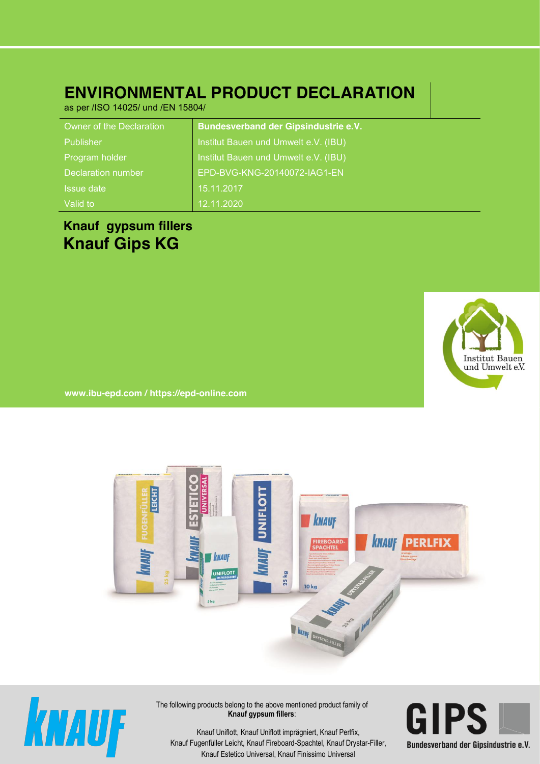# ENVIRONMENTAL PRODUCT DECLARATION

as per /ISO 14025/ und /EN 15804/

| Owner of the Declaration | **Bundesverband der Gipsindustrie e.V.** |
| --- | --- |
| Publisher | Institut Bauen und Umwelt e.V. (IBU) |
| Program holder | Institut Bauen und Umwelt e.V. (IBU) |
| Declaration number | EPD-BVG-KNG-20140072-IAG1-EN |
| Issue date | 15.11.2017 |
| Valid to | 12.11.2020 |

## Knauf gypsum fillers
## Knauf Gips KG

**www.ibu-epd.com / https://epd-online.com**

The following products belong to the above mentioned product family of **Knauf gypsum fillers**:

Knauf Uniflott, Knauf Uniflott imprägniert, Knauf Perlfix, Knauf Fugenfüller Leicht, Knauf Fireboard-Spachtel, Knauf Drystar-Filler, Knauf Estetico Universal, Knauf Finissimo Universal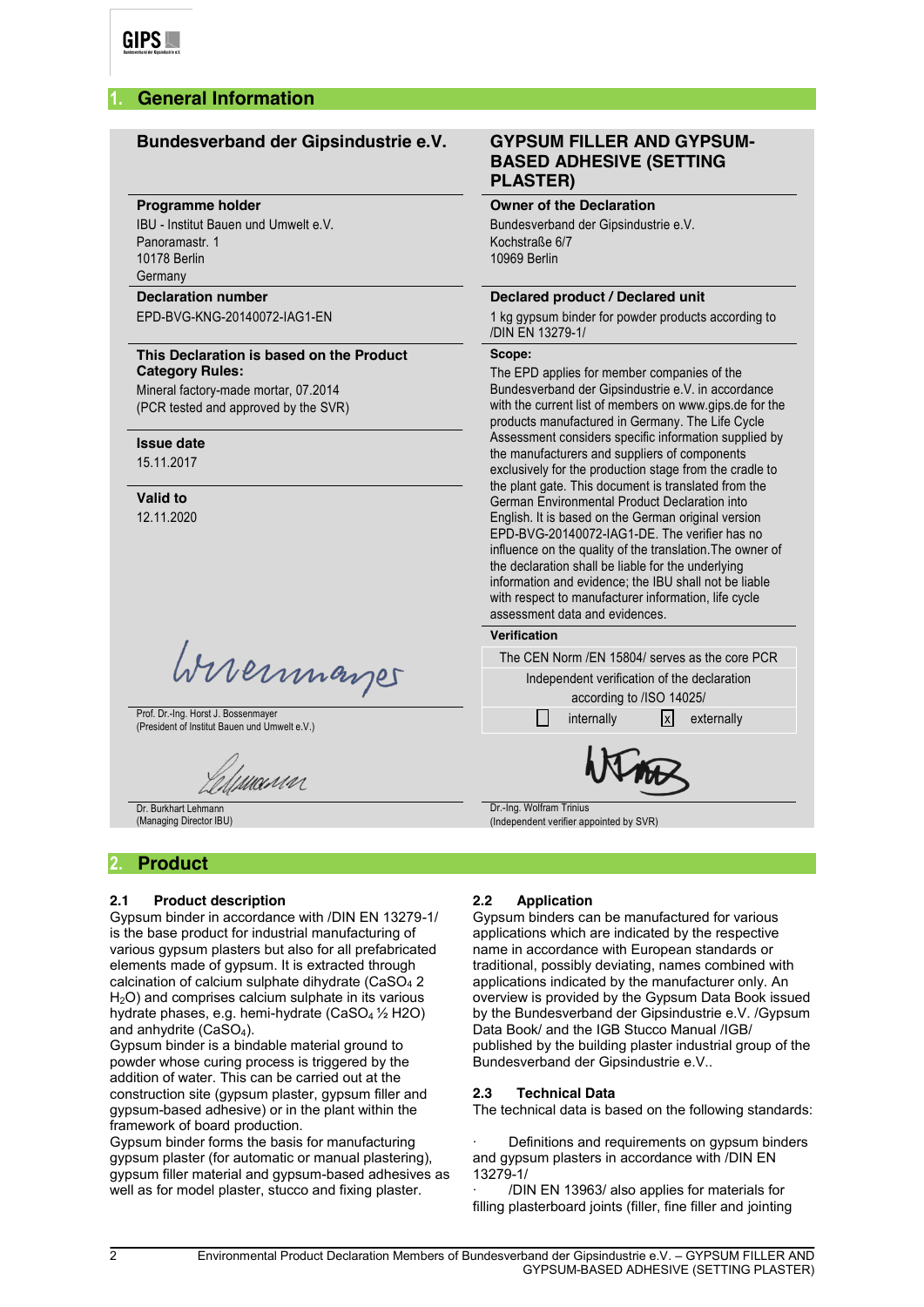## 1. General Information

**Bundesverband der Gipsindustrie e.V.**

**GYPSUM FILLER AND GYPSUM-BASED ADHESIVE (SETTING PLASTER)**

**Programme holder**
IBU - Institut Bauen und Umwelt e.V.
Panoramastr. 1
10178 Berlin
Germany

**Owner of the Declaration**
Bundesverband der Gipsindustrie e.V.
Kochstraße 6/7
10969 Berlin

**Declaration number**
EPD-BVG-KNG-20140072-IAG1-EN

**Declared product / Declared unit**
1 kg gypsum binder for powder products according to /DIN EN 13279-1/

**This Declaration is based on the Product Category Rules:**
Mineral factory-made mortar, 07.2014
(PCR tested and approved by the SVR)

**Scope:**
The EPD applies for member companies of the Bundesverband der Gipsindustrie e.V. in accordance with the current list of members on www.gips.de for the products manufactured in Germany. The Life Cycle Assessment considers specific information supplied by the manufacturers and suppliers of components exclusively for the production stage from the cradle to the plant gate. This document is translated from the German Environmental Product Declaration into English. It is based on the German original version EPD-BVG-20140072-IAG1-DE. The verifier has no influence on the quality of the translation.The owner of the declaration shall be liable for the underlying information and evidence; the IBU shall not be liable with respect to manufacturer information, life cycle assessment data and evidences.

**Issue date**
15.11.2017

**Valid to**
12.11.2020

**Verification**

The CEN Norm /EN 15804/ serves as the core PCR

Independent verification of the declaration according to /ISO 14025/

☐ internally ☒ externally

Prof. Dr.-Ing. Horst J. Bossenmayer
(President of Institut Bauen und Umwelt e.V.)

Dr. Burkhart Lehmann
(Managing Director IBU)

Dr.-Ing. Wolfram Trinius
(Independent verifier appointed by SVR)

## 2. Product

### 2.1 Product description

Gypsum binder in accordance with /DIN EN 13279-1/ is the base product for industrial manufacturing of various gypsum plasters but also for all prefabricated elements made of gypsum. It is extracted through calcination of calcium sulphate dihydrate ($CaSO_4$ 2 $H_2O$) and comprises calcium sulphate in its various hydrate phases, e.g. hemi-hydrate ($CaSO_4$ ½ H2O) and anhydrite ($CaSO_4$).

Gypsum binder is a bindable material ground to powder whose curing process is triggered by the addition of water. This can be carried out at the construction site (gypsum plaster, gypsum filler and gypsum-based adhesive) or in the plant within the framework of board production.

Gypsum binder forms the basis for manufacturing gypsum plaster (for automatic or manual plastering), gypsum filler material and gypsum-based adhesives as well as for model plaster, stucco and fixing plaster.

### 2.2 Application

Gypsum binders can be manufactured for various applications which are indicated by the respective name in accordance with European standards or traditional, possibly deviating, names combined with applications indicated by the manufacturer only. An overview is provided by the Gypsum Data Book issued by the Bundesverband der Gipsindustrie e.V. /Gypsum Data Book/ and the IGB Stucco Manual /IGB/ published by the building plaster industrial group of the Bundesverband der Gipsindustrie e.V..

### 2.3 Technical Data

The technical data is based on the following standards:

- Definitions and requirements on gypsum binders and gypsum plasters in accordance with /DIN EN 13279-1/
- /DIN EN 13963/ also applies for materials for filling plasterboard joints (filler, fine filler and jointing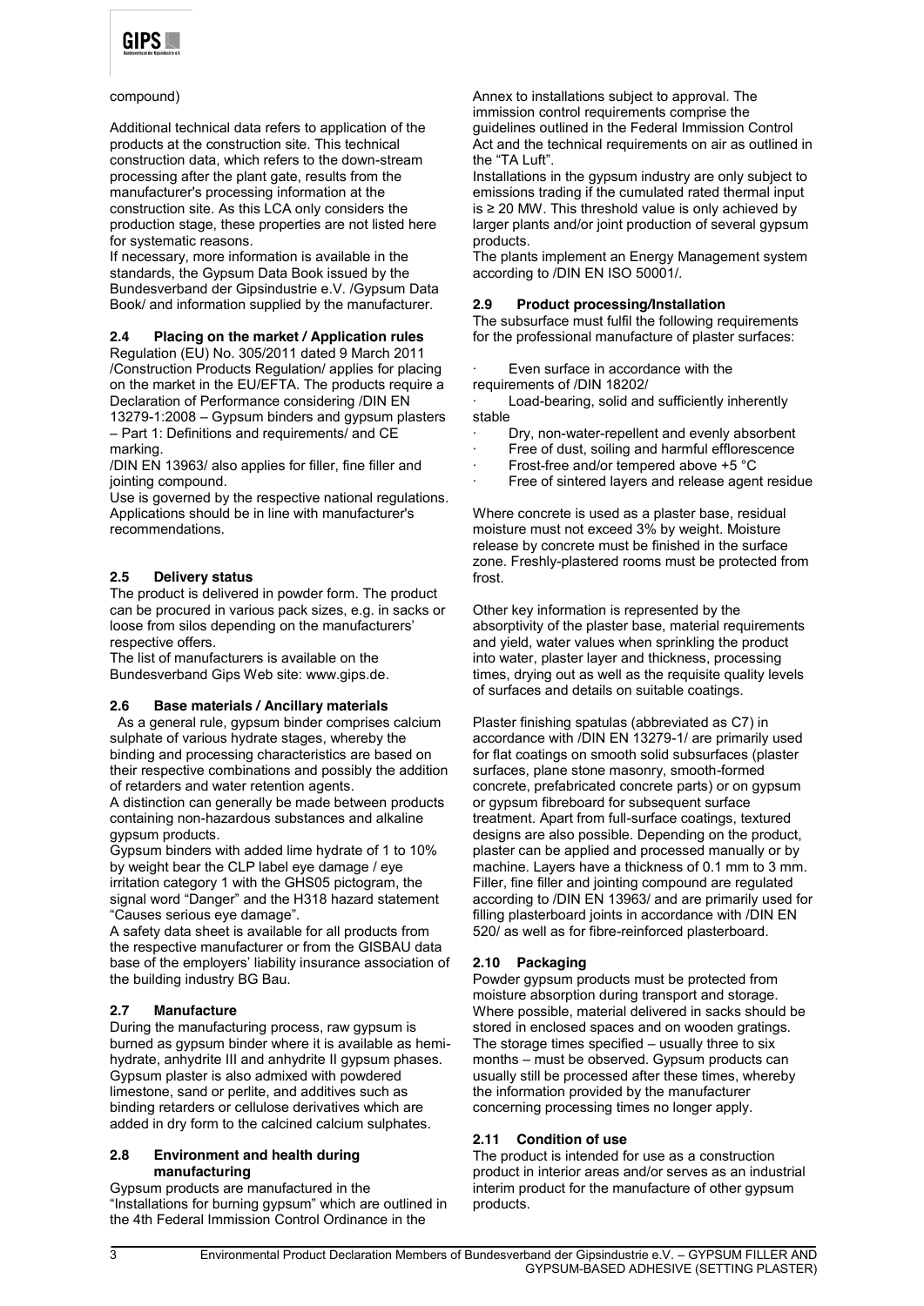compound)

Additional technical data refers to application of the products at the construction site. This technical construction data, which refers to the down-stream processing after the plant gate, results from the manufacturer's processing information at the construction site. As this LCA only considers the production stage, these properties are not listed here for systematic reasons.
If necessary, more information is available in the standards, the Gypsum Data Book issued by the Bundesverband der Gipsindustrie e.V. /Gypsum Data Book/ and information supplied by the manufacturer.

## 2.4 Placing on the market / Application rules

Regulation (EU) No. 305/2011 dated 9 March 2011 /Construction Products Regulation/ applies for placing on the market in the EU/EFTA. The products require a Declaration of Performance considering /DIN EN 13279-1:2008 – Gypsum binders and gypsum plasters – Part 1: Definitions and requirements/ and CE marking.
/DIN EN 13963/ also applies for filler, fine filler and jointing compound.
Use is governed by the respective national regulations. Applications should be in line with manufacturer's recommendations.

## 2.5 Delivery status

The product is delivered in powder form. The product can be procured in various pack sizes, e.g. in sacks or loose from silos depending on the manufacturers' respective offers.
The list of manufacturers is available on the Bundesverband Gips Web site: www.gips.de.

## 2.6 Base materials / Ancillary materials

As a general rule, gypsum binder comprises calcium sulphate of various hydrate stages, whereby the binding and processing characteristics are based on their respective combinations and possibly the addition of retarders and water retention agents.
A distinction can generally be made between products containing non-hazardous substances and alkaline gypsum products.
Gypsum binders with added lime hydrate of 1 to 10% by weight bear the CLP label eye damage / eye irritation category 1 with the GHS05 pictogram, the signal word "Danger" and the H318 hazard statement "Causes serious eye damage".
A safety data sheet is available for all products from the respective manufacturer or from the GISBAU data base of the employers' liability insurance association of the building industry BG Bau.

## 2.7 Manufacture

During the manufacturing process, raw gypsum is burned as gypsum binder where it is available as hemi-hydrate, anhydrite III and anhydrite II gypsum phases. Gypsum plaster is also admixed with powdered limestone, sand or perlite, and additives such as binding retarders or cellulose derivatives which are added in dry form to the calcined calcium sulphates.

## 2.8 Environment and health during manufacturing

Gypsum products are manufactured in the "Installations for burning gypsum" which are outlined in the 4th Federal Immission Control Ordinance in the Annex to installations subject to approval. The immission control requirements comprise the guidelines outlined in the Federal Immission Control Act and the technical requirements on air as outlined in the "TA Luft".
Installations in the gypsum industry are only subject to emissions trading if the cumulated rated thermal input is ≥ 20 MW. This threshold value is only achieved by larger plants and/or joint production of several gypsum products.
The plants implement an Energy Management system according to /DIN EN ISO 50001/.

## 2.9 Product processing/Installation

The subsurface must fulfil the following requirements for the professional manufacture of plaster surfaces:

- Even surface in accordance with the requirements of /DIN 18202/
- Load-bearing, solid and sufficiently inherently stable
- Dry, non-water-repellent and evenly absorbent
- Free of dust, soiling and harmful efflorescence
- Frost-free and/or tempered above +5 °C
- Free of sintered layers and release agent residue

Where concrete is used as a plaster base, residual moisture must not exceed 3% by weight. Moisture release by concrete must be finished in the surface zone. Freshly-plastered rooms must be protected from frost.

Other key information is represented by the absorptivity of the plaster base, material requirements and yield, water values when sprinkling the product into water, plaster layer and thickness, processing times, drying out as well as the requisite quality levels of surfaces and details on suitable coatings.

Plaster finishing spatulas (abbreviated as C7) in accordance with /DIN EN 13279-1/ are primarily used for flat coatings on smooth solid subsurfaces (plaster surfaces, plane stone masonry, smooth-formed concrete, prefabricated concrete parts) or on gypsum or gypsum fibreboard for subsequent surface treatment. Apart from full-surface coatings, textured designs are also possible. Depending on the product, plaster can be applied and processed manually or by machine. Layers have a thickness of 0.1 mm to 3 mm. Filler, fine filler and jointing compound are regulated according to /DIN EN 13963/ and are primarily used for filling plasterboard joints in accordance with /DIN EN 520/ as well as for fibre-reinforced plasterboard.

## 2.10 Packaging

Powder gypsum products must be protected from moisture absorption during transport and storage. Where possible, material delivered in sacks should be stored in enclosed spaces and on wooden gratings. The storage times specified – usually three to six months – must be observed. Gypsum products can usually still be processed after these times, whereby the information provided by the manufacturer concerning processing times no longer apply.

## 2.11 Condition of use

The product is intended for use as a construction product in interior areas and/or serves as an industrial interim product for the manufacture of other gypsum products.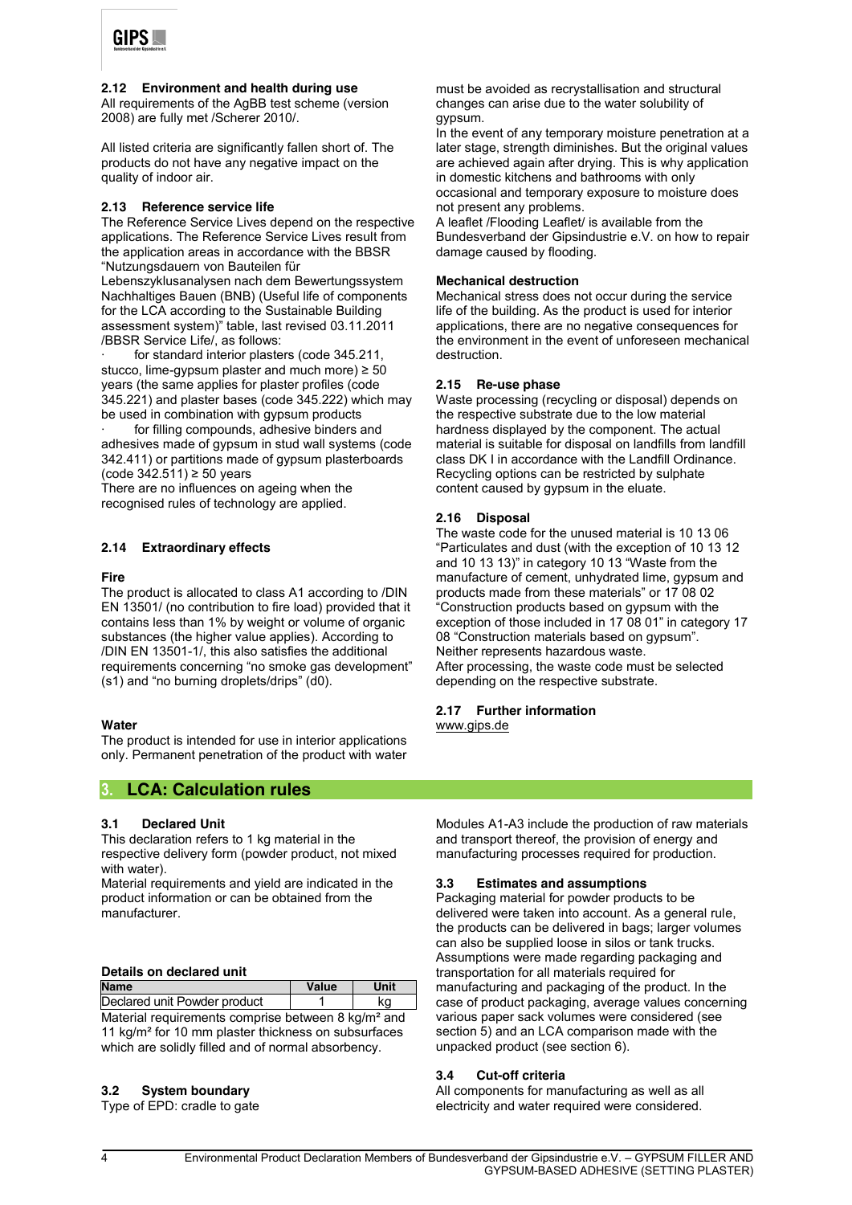### 2.12 Environment and health during use

All requirements of the AgBB test scheme (version 2008) are fully met /Scherer 2010/.

All listed criteria are significantly fallen short of. The products do not have any negative impact on the quality of indoor air.

### 2.13 Reference service life

The Reference Service Lives depend on the respective applications. The Reference Service Lives result from the application areas in accordance with the BBSR "Nutzungsdauern von Bauteilen für Lebenszyklusanalysen nach dem Bewertungssystem Nachhaltiges Bauen (BNB) (Useful life of components for the LCA according to the Sustainable Building assessment system)" table, last revised 03.11.2011 /BBSR Service Life/, as follows:

- for standard interior plasters (code 345.211, stucco, lime-gypsum plaster and much more) ≥ 50 years (the same applies for plaster profiles (code 345.221) and plaster bases (code 345.222) which may be used in combination with gypsum products
- for filling compounds, adhesive binders and adhesives made of gypsum in stud wall systems (code 342.411) or partitions made of gypsum plasterboards (code 342.511) ≥ 50 years

There are no influences on ageing when the recognised rules of technology are applied.

### 2.14 Extraordinary effects

**Fire**

The product is allocated to class A1 according to /DIN EN 13501/ (no contribution to fire load) provided that it contains less than 1% by weight or volume of organic substances (the higher value applies). According to /DIN EN 13501-1/, this also satisfies the additional requirements concerning "no smoke gas development" (s1) and "no burning droplets/drips" (d0).

**Water**

The product is intended for use in interior applications only. Permanent penetration of the product with water must be avoided as recrystallisation and structural changes can arise due to the water solubility of gypsum.

In the event of any temporary moisture penetration at a later stage, strength diminishes. But the original values are achieved again after drying. This is why application in domestic kitchens and bathrooms with only occasional and temporary exposure to moisture does not present any problems.

A leaflet /Flooding Leaflet/ is available from the Bundesverband der Gipsindustrie e.V. on how to repair damage caused by flooding.

**Mechanical destruction**

Mechanical stress does not occur during the service life of the building. As the product is used for interior applications, there are no negative consequences for the environment in the event of unforeseen mechanical destruction.

### 2.15 Re-use phase

Waste processing (recycling or disposal) depends on the respective substrate due to the low material hardness displayed by the component. The actual material is suitable for disposal on landfills from landfill class DK I in accordance with the Landfill Ordinance. Recycling options can be restricted by sulphate content caused by gypsum in the eluate.

### 2.16 Disposal

The waste code for the unused material is 10 13 06 "Particulates and dust (with the exception of 10 13 12 and 10 13 13)" in category 10 13 "Waste from the manufacture of cement, unhydrated lime, gypsum and products made from these materials" or 17 08 02 "Construction products based on gypsum with the exception of those included in 17 08 01" in category 17 08 "Construction materials based on gypsum". Neither represents hazardous waste.

After processing, the waste code must be selected depending on the respective substrate.

### 2.17 Further information

www.gips.de

## 3. LCA: Calculation rules

### 3.1 Declared Unit

This declaration refers to 1 kg material in the respective delivery form (powder product, not mixed with water).

Material requirements and yield are indicated in the product information or can be obtained from the manufacturer.

**Details on declared unit**

| Name | Value | Unit |
|---|---|---|
| Declared unit Powder product | 1 | kg |

Material requirements comprise between 8 kg/m² and 11 kg/m² for 10 mm plaster thickness on subsurfaces which are solidly filled and of normal absorbency.

### 3.2 System boundary

Type of EPD: cradle to gate

Modules A1-A3 include the production of raw materials and transport thereof, the provision of energy and manufacturing processes required for production.

### 3.3 Estimates and assumptions

Packaging material for powder products to be delivered were taken into account. As a general rule, the products can be delivered in bags; larger volumes can also be supplied loose in silos or tank trucks. Assumptions were made regarding packaging and transportation for all materials required for manufacturing and packaging of the product. In the case of product packaging, average values concerning various paper sack volumes were considered (see section 5) and an LCA comparison made with the unpacked product (see section 6).

### 3.4 Cut-off criteria

All components for manufacturing as well as all electricity and water required were considered.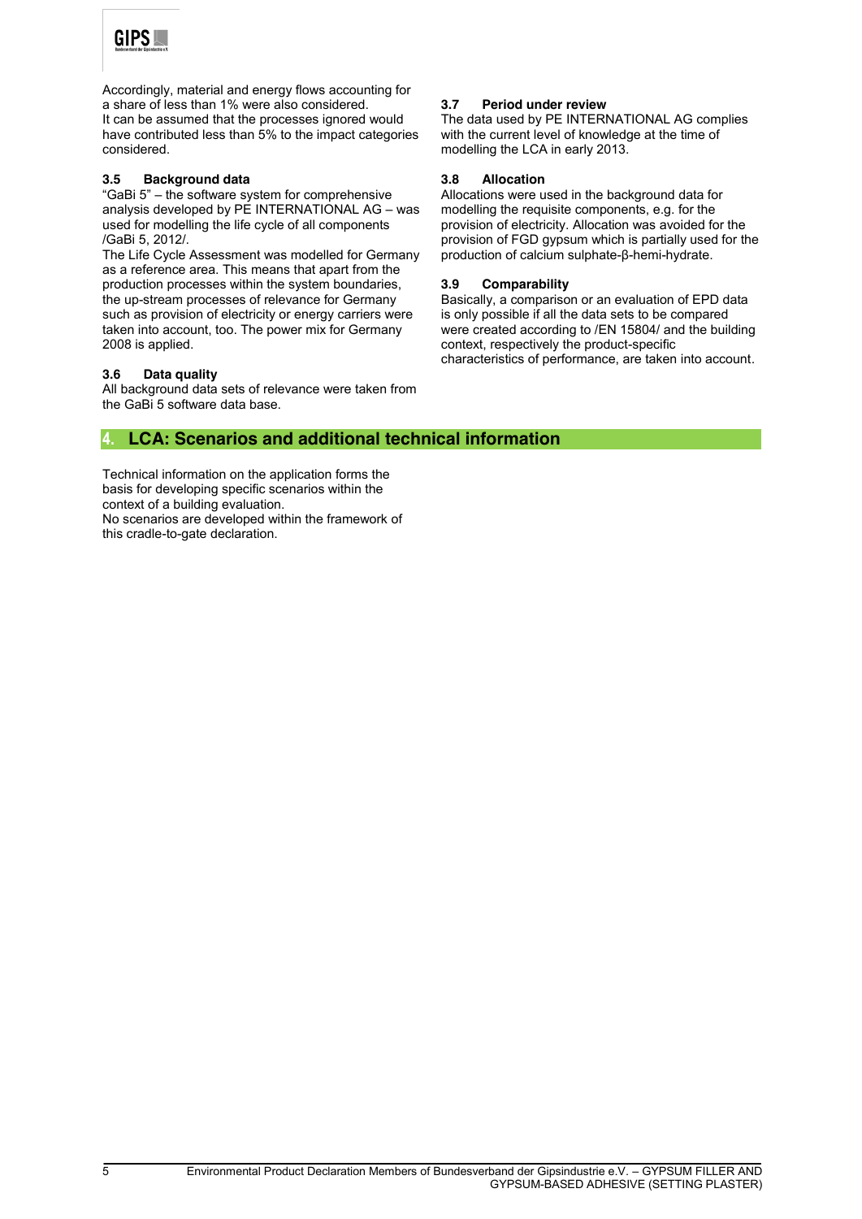Accordingly, material and energy flows accounting for a share of less than 1% were also considered.
It can be assumed that the processes ignored would have contributed less than 5% to the impact categories considered.

### 3.5 Background data

"GaBi 5" – the software system for comprehensive analysis developed by PE INTERNATIONAL AG – was used for modelling the life cycle of all components /GaBi 5, 2012/.
The Life Cycle Assessment was modelled for Germany as a reference area. This means that apart from the production processes within the system boundaries, the up-stream processes of relevance for Germany such as provision of electricity or energy carriers were taken into account, too. The power mix for Germany 2008 is applied.

### 3.6 Data quality

All background data sets of relevance were taken from the GaBi 5 software data base.

### 3.7 Period under review

The data used by PE INTERNATIONAL AG complies with the current level of knowledge at the time of modelling the LCA in early 2013.

### 3.8 Allocation

Allocations were used in the background data for modelling the requisite components, e.g. for the provision of electricity. Allocation was avoided for the provision of FGD gypsum which is partially used for the production of calcium sulphate-β-hemi-hydrate.

### 3.9 Comparability

Basically, a comparison or an evaluation of EPD data is only possible if all the data sets to be compared were created according to /EN 15804/ and the building context, respectively the product-specific characteristics of performance, are taken into account.

## 4. LCA: Scenarios and additional technical information

Technical information on the application forms the basis for developing specific scenarios within the context of a building evaluation.
No scenarios are developed within the framework of this cradle-to-gate declaration.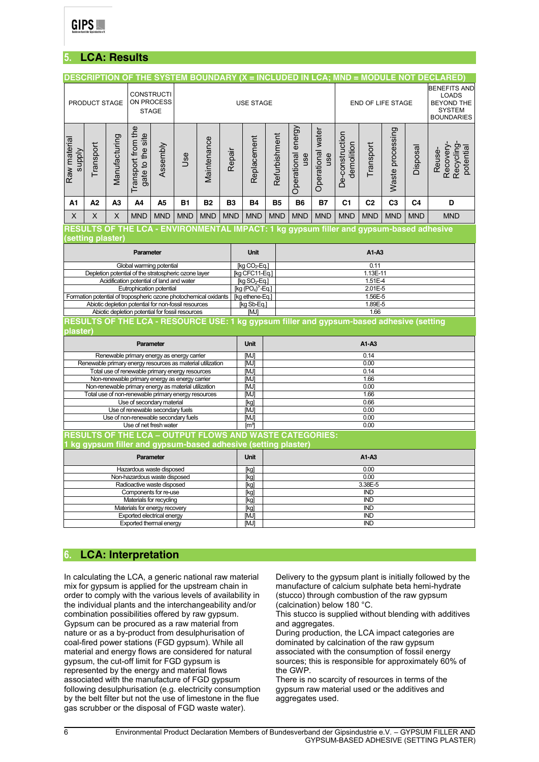## 5. LCA: Results

**DESCRIPTION OF THE SYSTEM BOUNDARY (X = INCLUDED IN LCA; MND = MODULE NOT DECLARED)**

| PRODUCT STAGE | | | CONSTRUCTION PROCESS STAGE | | USE STAGE | | | | | | | END OF LIFE STAGE | | | | BENEFITS AND LOADS BEYOND THE SYSTEM BOUNDARIES |
|---|---|---|---|---|---|---|---|---|---|---|---|---|---|---|---|---|
| Raw material supply | Transport | Manufacturing | Transport from the gate to the site | Assembly | Use | Maintenance | Repair | Replacement | Refurbishment | Operational energy use | Operational water use | De-construction demolition | Transport | Waste processing | Disposal | Reuse-Recovery-Recycling-potential |
| A1 | A2 | A3 | A4 | A5 | B1 | B2 | B3 | B4 | B5 | B6 | B7 | C1 | C2 | C3 | C4 | D |
| X | X | X | MND | MND | MND | MND | MND | MND | MND | MND | MND | MND | MND | MND | MND | MND |

**RESULTS OF THE LCA - ENVIRONMENTAL IMPACT: 1 kg gypsum filler and gypsum-based adhesive (setting plaster)**

| Parameter | Unit | A1-A3 |
|---|---|---|
| Global warming potential | [kg $CO_2$-Eq.] | 0.11 |
| Depletion potential of the stratospheric ozone layer | [kg CFC11-Eq.] | 1.13E-11 |
| Acidification potential of land and water | [kg $SO_2$-Eq.] | 1.51E-4 |
| Eutrophication potential | [kg $(PO_4)^{3-}$-Eq.] | 2.01E-5 |
| Formation potential of tropospheric ozone photochemical oxidants | [kg ethene-Eq.] | 1.56E-5 |
| Abiotic depletion potential for non-fossil resources | [kg Sb-Eq.] | 1.89E-5 |
| Abiotic depletion potential for fossil resources | [MJ] | 1.66 |

**RESULTS OF THE LCA - RESOURCE USE: 1 kg gypsum filler and gypsum-based adhesive (setting plaster)**

| Parameter | Unit | A1-A3 |
|---|---|---|
| Renewable primary energy as energy carrier | [MJ] | 0.14 |
| Renewable primary energy resources as material utilization | [MJ] | 0.00 |
| Total use of renewable primary energy resources | [MJ] | 0.14 |
| Non-renewable primary energy as energy carrier | [MJ] | 1.66 |
| Non-renewable primary energy as material utilization | [MJ] | 0.00 |
| Total use of non-renewable primary energy resources | [MJ] | 1.66 |
| Use of secondary material | [kg] | 0.66 |
| Use of renewable secondary fuels | [MJ] | 0.00 |
| Use of non-renewable secondary fuels | [MJ] | 0.00 |
| Use of net fresh water | [m³] | 0.00 |

**RESULTS OF THE LCA – OUTPUT FLOWS AND WASTE CATEGORIES: 1 kg gypsum filler and gypsum-based adhesive (setting plaster)**

| Parameter | Unit | A1-A3 |
|---|---|---|
| Hazardous waste disposed | [kg] | 0.00 |
| Non-hazardous waste disposed | [kg] | 0.00 |
| Radioactive waste disposed | [kg] | 3.38E-5 |
| Components for re-use | [kg] | IND |
| Materials for recycling | [kg] | IND |
| Materials for energy recovery | [kg] | IND |
| Exported electrical energy | [MJ] | IND |
| Exported thermal energy | [MJ] | IND |

## 6. LCA: Interpretation

In calculating the LCA, a generic national raw material mix for gypsum is applied for the upstream chain in order to comply with the various levels of availability in the individual plants and the interchangeability and/or combination possibilities offered by raw gypsum. Gypsum can be procured as a raw material from nature or as a by-product from desulphurisation of coal-fired power stations (FGD gypsum). While all material and energy flows are considered for natural gypsum, the cut-off limit for FGD gypsum is represented by the energy and material flows associated with the manufacture of FGD gypsum following desulphurisation (e.g. electricity consumption by the belt filter but not the use of limestone in the flue gas scrubber or the disposal of FGD waste water).

Delivery to the gypsum plant is initially followed by the manufacture of calcium sulphate beta hemi-hydrate (stucco) through combustion of the raw gypsum (calcination) below 180 °C.
This stucco is supplied without blending with additives and aggregates.
During production, the LCA impact categories are dominated by calcination of the raw gypsum associated with the consumption of fossil energy sources; this is responsible for approximately 60% of the GWP.
There is no scarcity of resources in terms of the gypsum raw material used or the additives and aggregates used.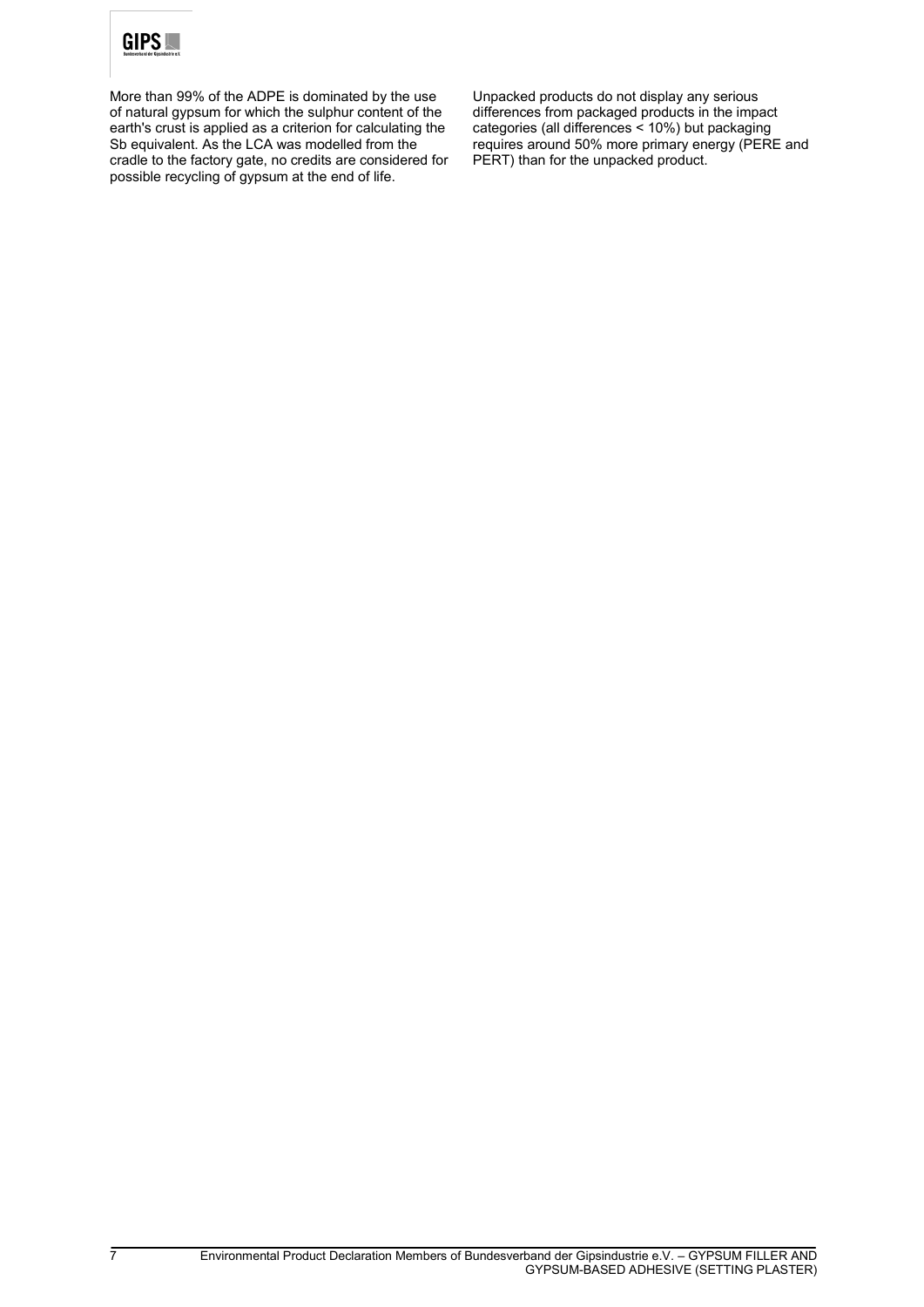More than 99% of the ADPE is dominated by the use of natural gypsum for which the sulphur content of the earth's crust is applied as a criterion for calculating the Sb equivalent. As the LCA was modelled from the cradle to the factory gate, no credits are considered for possible recycling of gypsum at the end of life.

Unpacked products do not display any serious differences from packaged products in the impact categories (all differences < 10%) but packaging requires around 50% more primary energy (PERE and PERT) than for the unpacked product.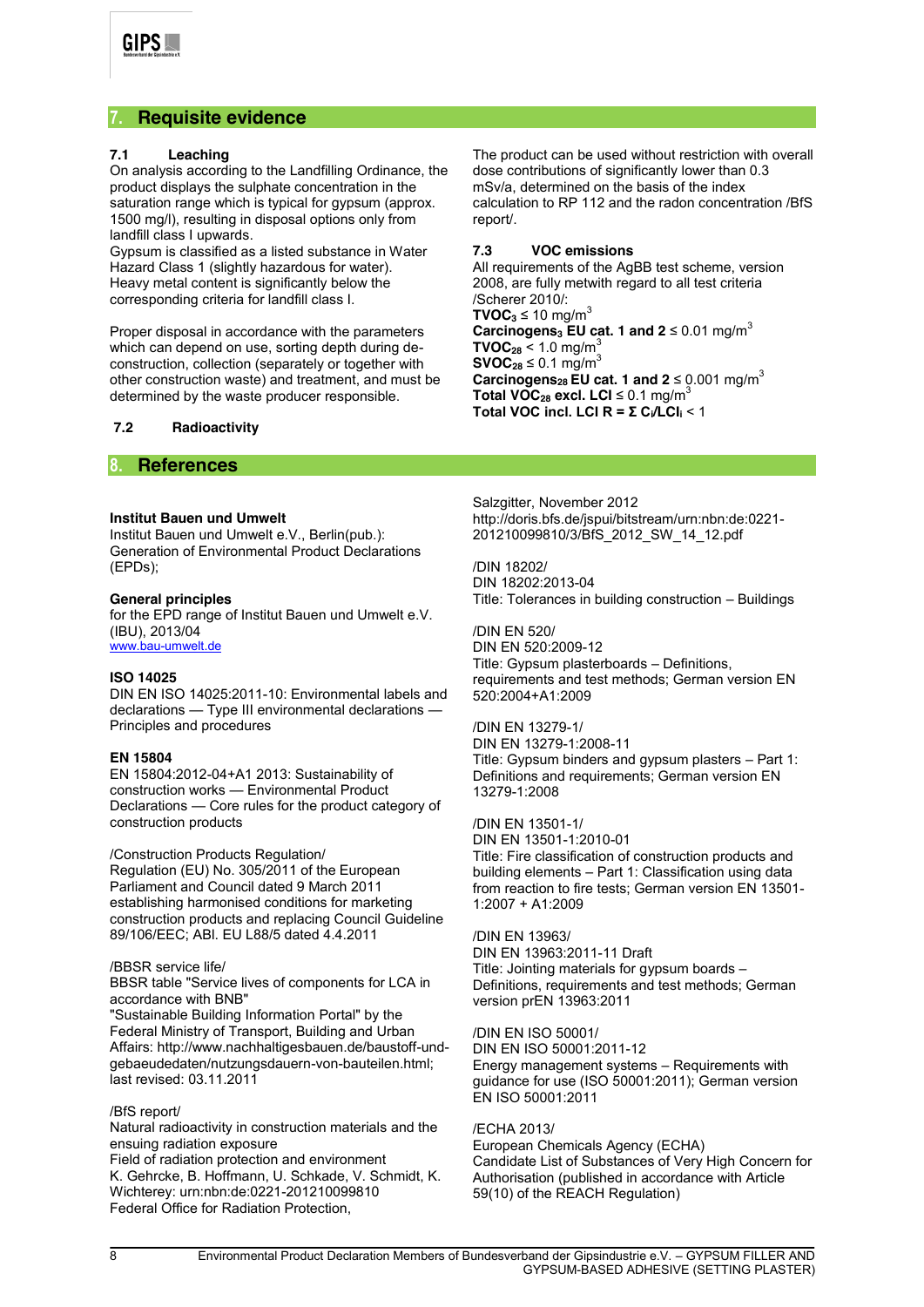## 7. Requisite evidence

### 7.1 Leaching

On analysis according to the Landfilling Ordinance, the product displays the sulphate concentration in the saturation range which is typical for gypsum (approx. 1500 mg/l), resulting in disposal options only from landfill class I upwards.
Gypsum is classified as a listed substance in Water Hazard Class 1 (slightly hazardous for water).
Heavy metal content is significantly below the corresponding criteria for landfill class I.

Proper disposal in accordance with the parameters which can depend on use, sorting depth during deconstruction, collection (separately or together with other construction waste) and treatment, and must be determined by the waste producer responsible.

### 7.2 Radioactivity

The product can be used without restriction with overall dose contributions of significantly lower than 0.3 mSv/a, determined on the basis of the index calculation to RP 112 and the radon concentration /BfS report/.

### 7.3 VOC emissions

All requirements of the AgBB test scheme, version 2008, are fully metwith regard to all test criteria /Scherer 2010/:

**$TVOC_3$** $\leq 10$ mg/m$^3$
**$Carcinogens_3$ EU cat. 1 and 2** $\leq 0.01$ mg/m$^3$
**$TVOC_{28}$** $< 1.0$ mg/m$^3$
**$SVOC_{28}$** $\leq 0.1$ mg/m$^3$
**$Carcinogens_{28}$ EU cat. 1 and 2** $\leq 0.001$ mg/m$^3$
**Total $VOC_{28}$ excl. LCI** $\leq 0.1$ mg/m$^3$
**Total VOC incl. LCI $R = \Sigma\, C_i/LCI_i$** $< 1$

## 8. References

**Institut Bauen und Umwelt**
Institut Bauen und Umwelt e.V., Berlin(pub.): Generation of Environmental Product Declarations (EPDs);

**General principles**
for the EPD range of Institut Bauen und Umwelt e.V. (IBU), 2013/04
www.bau-umwelt.de

**ISO 14025**
DIN EN ISO 14025:2011-10: Environmental labels and declarations — Type III environmental declarations — Principles and procedures

**EN 15804**
EN 15804:2012-04+A1 2013: Sustainability of construction works — Environmental Product Declarations — Core rules for the product category of construction products

/Construction Products Regulation/
Regulation (EU) No. 305/2011 of the European Parliament and Council dated 9 March 2011 establishing harmonised conditions for marketing construction products and replacing Council Guideline 89/106/EEC; ABl. EU L88/5 dated 4.4.2011

/BBSR service life/
BBSR table "Service lives of components for LCA in accordance with BNB"
"Sustainable Building Information Portal" by the Federal Ministry of Transport, Building and Urban Affairs: http://www.nachhaltigesbauen.de/baustoff-und-gebaeudedaten/nutzungsdauern-von-bauteilen.html; last revised: 03.11.2011

/BfS report/
Natural radioactivity in construction materials and the ensuing radiation exposure
Field of radiation protection and environment
K. Gehrcke, B. Hoffmann, U. Schkade, V. Schmidt, K. Wichterey: urn:nbn:de:0221-201210099810
Federal Office for Radiation Protection,
Salzgitter, November 2012
http://doris.bfs.de/jspui/bitstream/urn:nbn:de:0221-201210099810/3/BfS_2012_SW_14_12.pdf

/DIN 18202/
DIN 18202:2013-04
Title: Tolerances in building construction – Buildings

/DIN EN 520/
DIN EN 520:2009-12
Title: Gypsum plasterboards – Definitions, requirements and test methods; German version EN 520:2004+A1:2009

/DIN EN 13279-1/
DIN EN 13279-1:2008-11
Title: Gypsum binders and gypsum plasters – Part 1: Definitions and requirements; German version EN 13279-1:2008

/DIN EN 13501-1/
DIN EN 13501-1:2010-01
Title: Fire classification of construction products and building elements – Part 1: Classification using data from reaction to fire tests; German version EN 13501-1:2007 + A1:2009

/DIN EN 13963/
DIN EN 13963:2011-11 Draft
Title: Jointing materials for gypsum boards – Definitions, requirements and test methods; German version prEN 13963:2011

/DIN EN ISO 50001/
DIN EN ISO 50001:2011-12
Energy management systems – Requirements with guidance for use (ISO 50001:2011); German version EN ISO 50001:2011

/ECHA 2013/
European Chemicals Agency (ECHA)
Candidate List of Substances of Very High Concern for Authorisation (published in accordance with Article 59(10) of the REACH Regulation)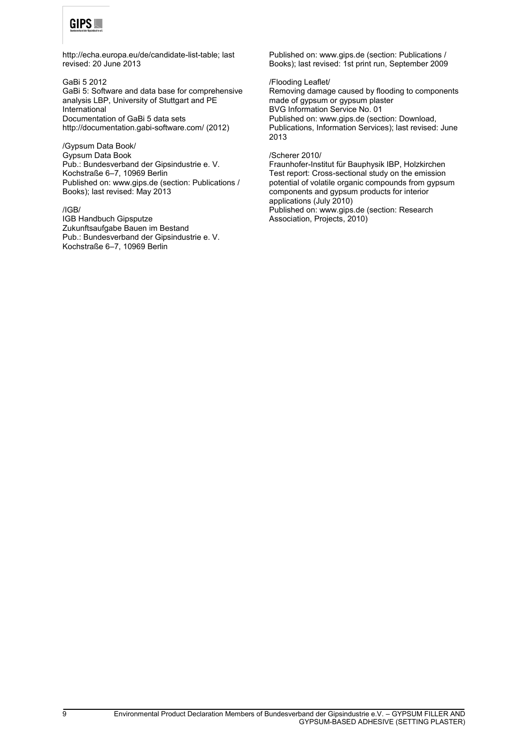http://echa.europa.eu/de/candidate-list-table; last revised: 20 June 2013

GaBi 5 2012
GaBi 5: Software and data base for comprehensive analysis LBP, University of Stuttgart and PE International
Documentation of GaBi 5 data sets
http://documentation.gabi-software.com/ (2012)

/Gypsum Data Book/
Gypsum Data Book
Pub.: Bundesverband der Gipsindustrie e. V.
Kochstraße 6–7, 10969 Berlin
Published on: www.gips.de (section: Publications / Books); last revised: May 2013

/IGB/
IGB Handbuch Gipsputze
Zukunftsaufgabe Bauen im Bestand
Pub.: Bundesverband der Gipsindustrie e. V.
Kochstraße 6–7, 10969 Berlin
Published on: www.gips.de (section: Publications / Books); last revised: 1st print run, September 2009

/Flooding Leaflet/
Removing damage caused by flooding to components made of gypsum or gypsum plaster
BVG Information Service No. 01
Published on: www.gips.de (section: Download, Publications, Information Services); last revised: June 2013

/Scherer 2010/
Fraunhofer-Institut für Bauphysik IBP, Holzkirchen
Test report: Cross-sectional study on the emission potential of volatile organic compounds from gypsum components and gypsum products for interior applications (July 2010)
Published on: www.gips.de (section: Research Association, Projects, 2010)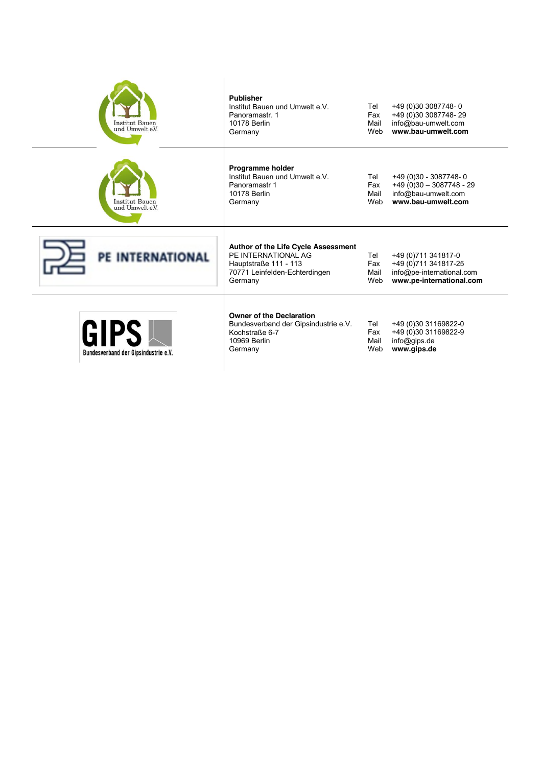| | | | |
|---|---|---|---|
| Institut Bauen und Umwelt e.V. | **Publisher**<br>Institut Bauen und Umwelt e.V.<br>Panoramastr. 1<br>10178 Berlin<br>Germany | Tel<br>Fax<br>Mail<br>Web | +49 (0)30 3087748- 0<br>+49 (0)30 3087748- 29<br>info@bau-umwelt.com<br>**www.bau-umwelt.com** |
| Institut Bauen und Umwelt e.V. | **Programme holder**<br>Institut Bauen und Umwelt e.V.<br>Panoramastr 1<br>10178 Berlin<br>Germany | Tel<br>Fax<br>Mail<br>Web | +49 (0)30 - 3087748- 0<br>+49 (0)30 – 3087748 - 29<br>info@bau-umwelt.com<br>**www.bau-umwelt.com** |
| PE INTERNATIONAL | **Author of the Life Cycle Assessment**<br>PE INTERNATIONAL AG<br>Hauptstraße 111 - 113<br>70771 Leinfelden-Echterdingen<br>Germany | Tel<br>Fax<br>Mail<br>Web | +49 (0)711 341817-0<br>+49 (0)711 341817-25<br>info@pe-international.com<br>**www.pe-international.com** |
| GIPS<br>Bundesverband der Gipsindustrie e.V. | **Owner of the Declaration**<br>Bundesverband der Gipsindustrie e.V.<br>Kochstraße 6-7<br>10969 Berlin<br>Germany | Tel<br>Fax<br>Mail<br>Web | +49 (0)30 31169822-0<br>+49 (0)30 31169822-9<br>info@gips.de<br>**www.gips.de** |